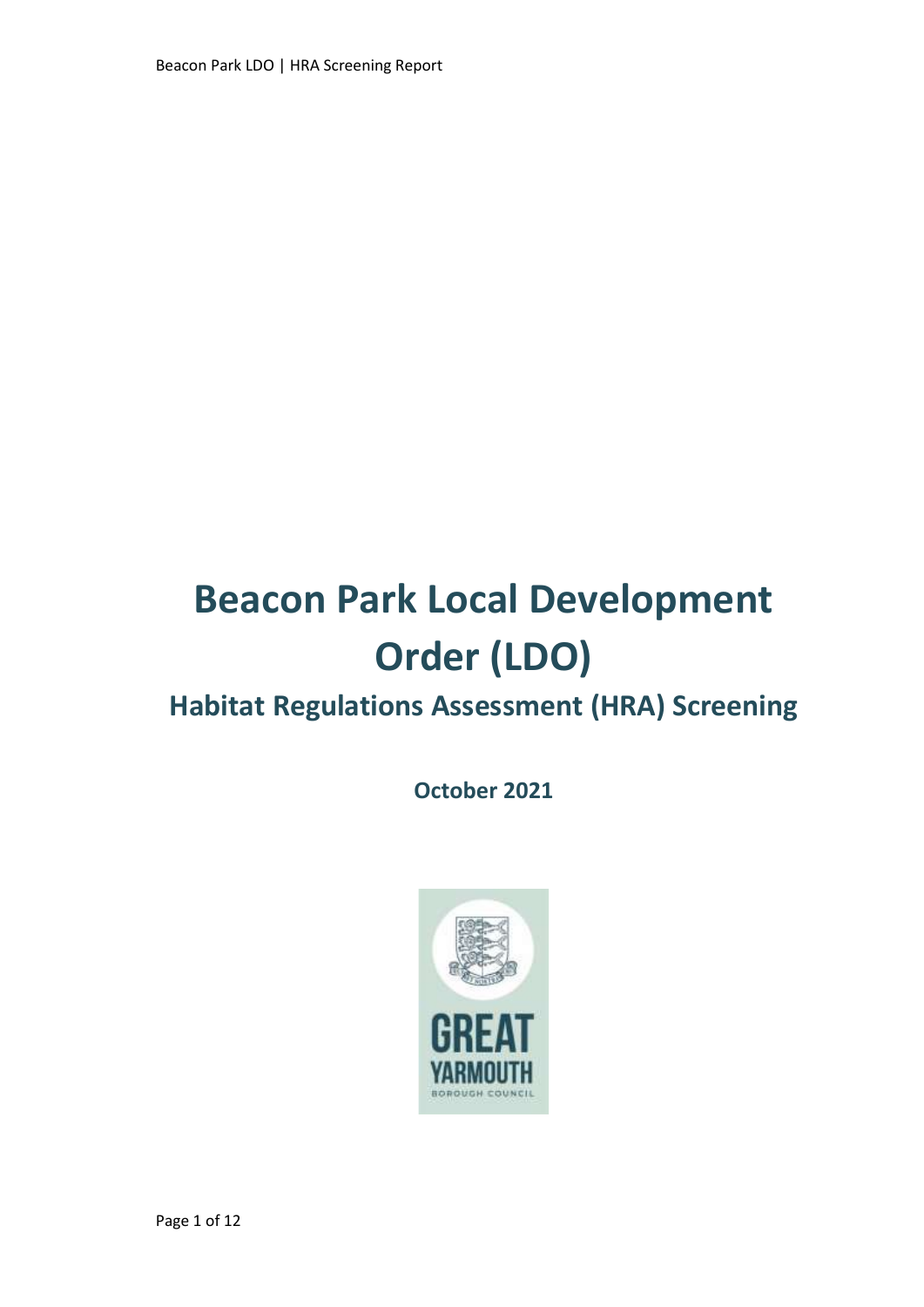# Beacon Park Local Development Order (LDO)

## Habitat Regulations Assessment (HRA) Screening

**October 2021**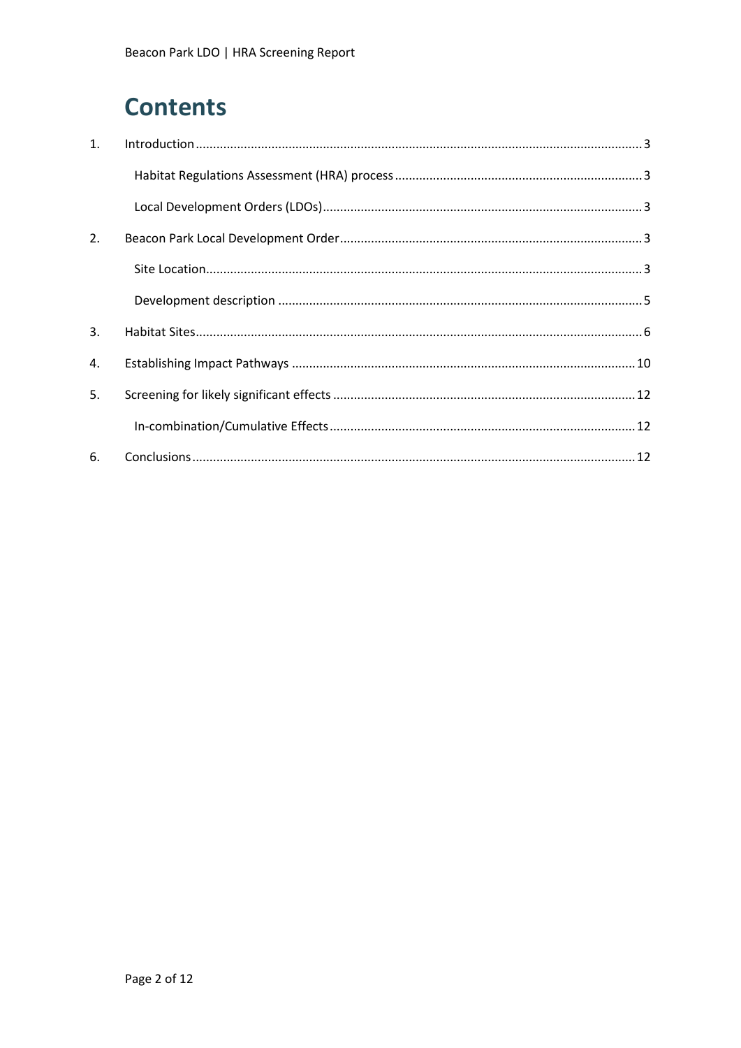# Contents

1. Introduction ........ 3
    - Habitat Regulations Assessment (HRA) process ........ 3
    - Local Development Orders (LDOs) ........ 3
2. Beacon Park Local Development Order ........ 3
    - Site Location ........ 3
    - Development description ........ 5
3. Habitat Sites ........ 6
4. Establishing Impact Pathways ........ 10
5. Screening for likely significant effects ........ 12
    - In-combination/Cumulative Effects ........ 12
6. Conclusions ........ 12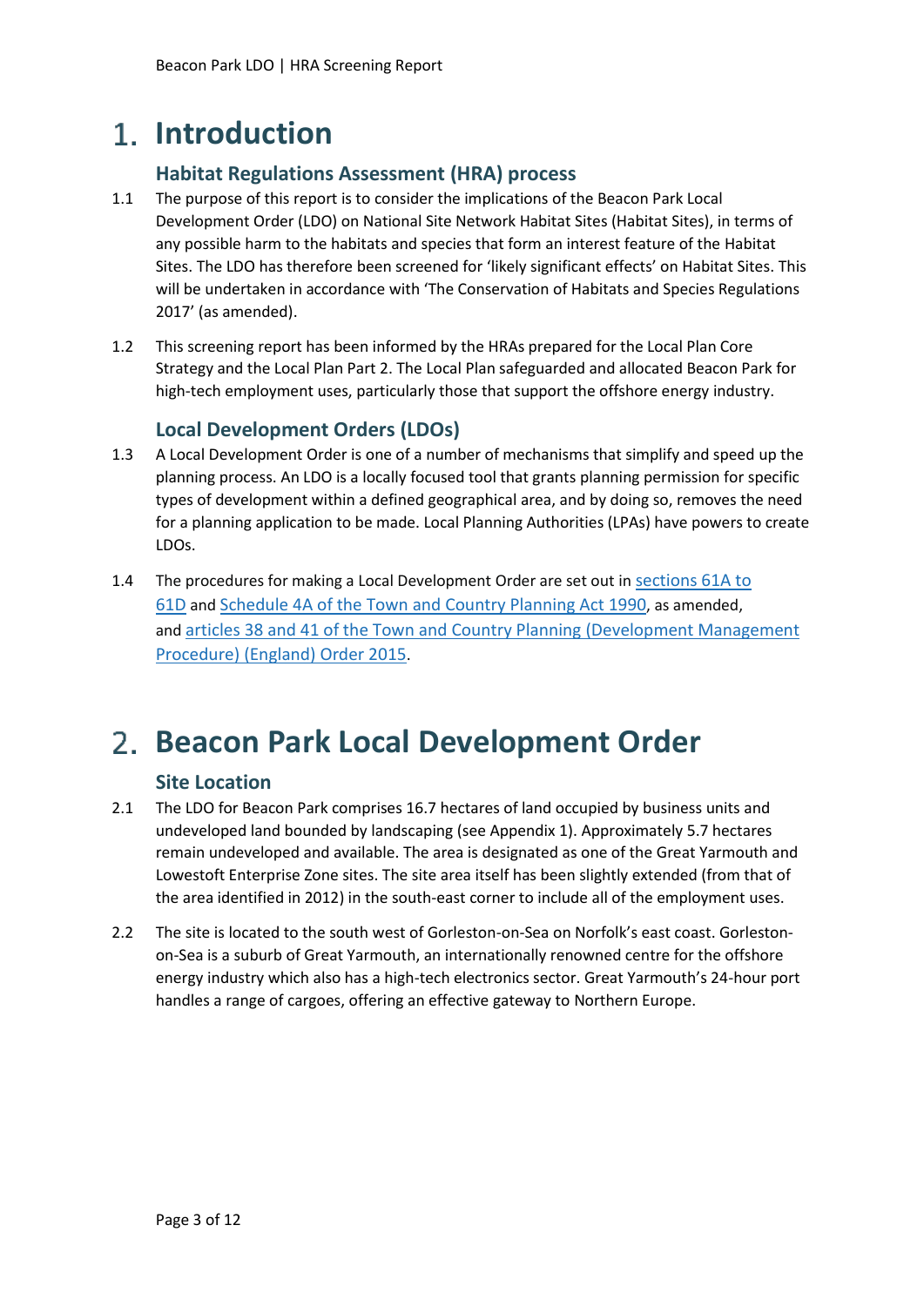# 1. Introduction

## Habitat Regulations Assessment (HRA) process

1.1 The purpose of this report is to consider the implications of the Beacon Park Local Development Order (LDO) on National Site Network Habitat Sites (Habitat Sites), in terms of any possible harm to the habitats and species that form an interest feature of the Habitat Sites. The LDO has therefore been screened for 'likely significant effects' on Habitat Sites. This will be undertaken in accordance with 'The Conservation of Habitats and Species Regulations 2017' (as amended).

1.2 This screening report has been informed by the HRAs prepared for the Local Plan Core Strategy and the Local Plan Part 2. The Local Plan safeguarded and allocated Beacon Park for high-tech employment uses, particularly those that support the offshore energy industry.

## Local Development Orders (LDOs)

1.3 A Local Development Order is one of a number of mechanisms that simplify and speed up the planning process. An LDO is a locally focused tool that grants planning permission for specific types of development within a defined geographical area, and by doing so, removes the need for a planning application to be made. Local Planning Authorities (LPAs) have powers to create LDOs.

1.4 The procedures for making a Local Development Order are set out in sections 61A to 61D and Schedule 4A of the Town and Country Planning Act 1990, as amended, and articles 38 and 41 of the Town and Country Planning (Development Management Procedure) (England) Order 2015.

# 2. Beacon Park Local Development Order

## Site Location

2.1 The LDO for Beacon Park comprises 16.7 hectares of land occupied by business units and undeveloped land bounded by landscaping (see Appendix 1). Approximately 5.7 hectares remain undeveloped and available. The area is designated as one of the Great Yarmouth and Lowestoft Enterprise Zone sites. The site area itself has been slightly extended (from that of the area identified in 2012) in the south-east corner to include all of the employment uses.

2.2 The site is located to the south west of Gorleston-on-Sea on Norfolk's east coast. Gorleston-on-Sea is a suburb of Great Yarmouth, an internationally renowned centre for the offshore energy industry which also has a high-tech electronics sector. Great Yarmouth's 24-hour port handles a range of cargoes, offering an effective gateway to Northern Europe.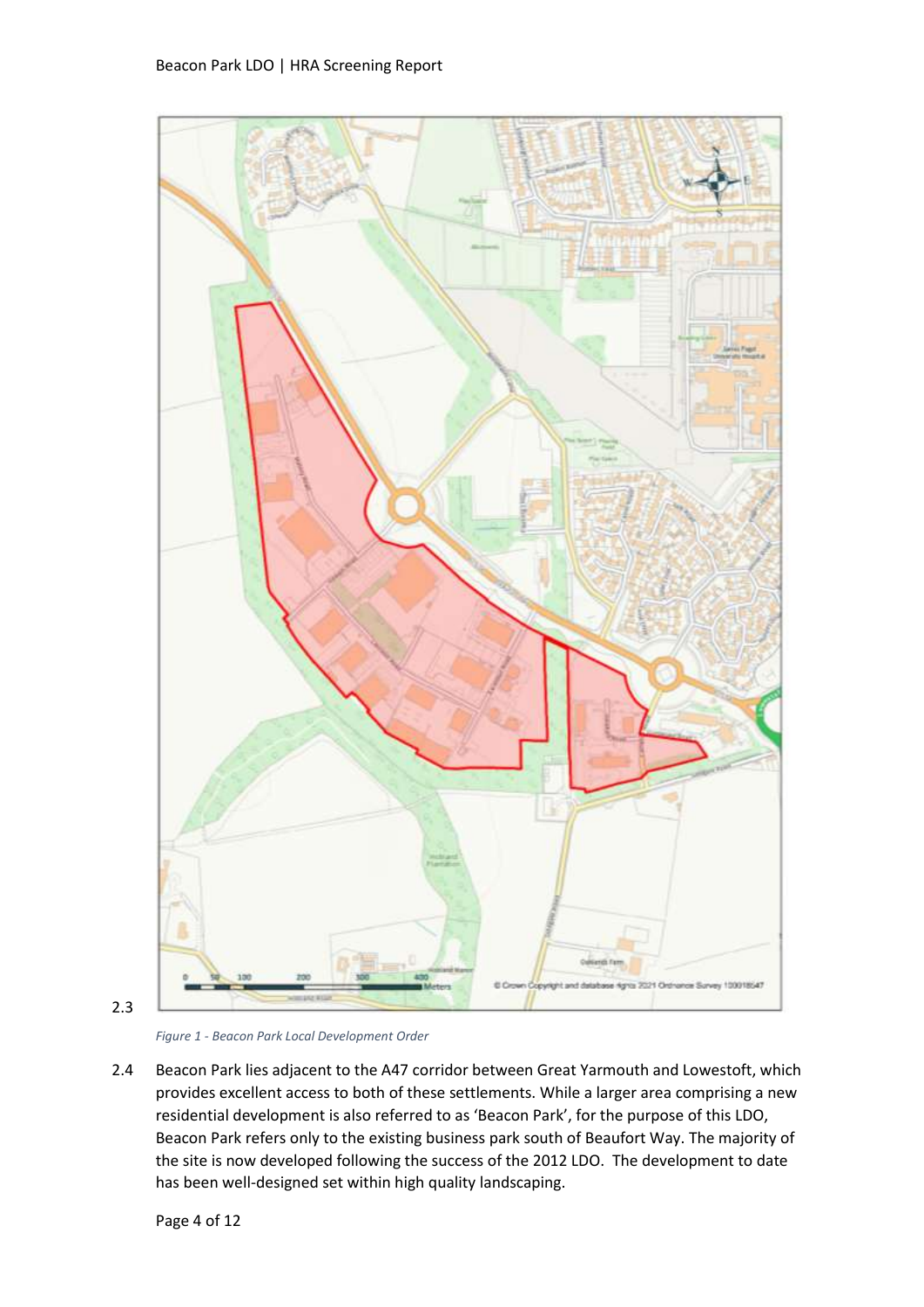2.3

*Figure 1 - Beacon Park Local Development Order*

2.4 Beacon Park lies adjacent to the A47 corridor between Great Yarmouth and Lowestoft, which provides excellent access to both of these settlements. While a larger area comprising a new residential development is also referred to as 'Beacon Park', for the purpose of this LDO, Beacon Park refers only to the existing business park south of Beaufort Way. The majority of the site is now developed following the success of the 2012 LDO. The development to date has been well-designed set within high quality landscaping.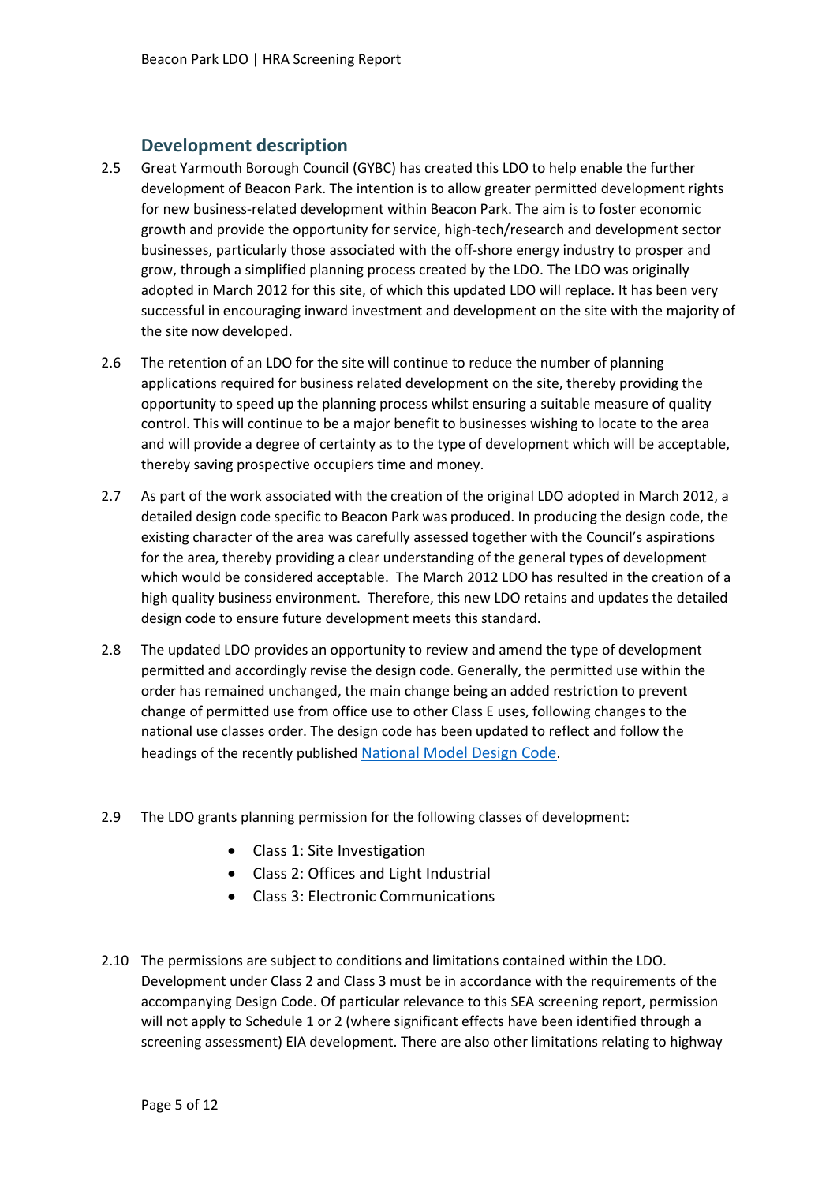## Development description

2.5 Great Yarmouth Borough Council (GYBC) has created this LDO to help enable the further development of Beacon Park. The intention is to allow greater permitted development rights for new business-related development within Beacon Park. The aim is to foster economic growth and provide the opportunity for service, high-tech/research and development sector businesses, particularly those associated with the off-shore energy industry to prosper and grow, through a simplified planning process created by the LDO. The LDO was originally adopted in March 2012 for this site, of which this updated LDO will replace. It has been very successful in encouraging inward investment and development on the site with the majority of the site now developed.

2.6 The retention of an LDO for the site will continue to reduce the number of planning applications required for business related development on the site, thereby providing the opportunity to speed up the planning process whilst ensuring a suitable measure of quality control. This will continue to be a major benefit to businesses wishing to locate to the area and will provide a degree of certainty as to the type of development which will be acceptable, thereby saving prospective occupiers time and money.

2.7 As part of the work associated with the creation of the original LDO adopted in March 2012, a detailed design code specific to Beacon Park was produced. In producing the design code, the existing character of the area was carefully assessed together with the Council's aspirations for the area, thereby providing a clear understanding of the general types of development which would be considered acceptable. The March 2012 LDO has resulted in the creation of a high quality business environment. Therefore, this new LDO retains and updates the detailed design code to ensure future development meets this standard.

2.8 The updated LDO provides an opportunity to review and amend the type of development permitted and accordingly revise the design code. Generally, the permitted use within the order has remained unchanged, the main change being an added restriction to prevent change of permitted use from office use to other Class E uses, following changes to the national use classes order. The design code has been updated to reflect and follow the headings of the recently published National Model Design Code.

2.9 The LDO grants planning permission for the following classes of development:

- Class 1: Site Investigation
- Class 2: Offices and Light Industrial
- Class 3: Electronic Communications

2.10 The permissions are subject to conditions and limitations contained within the LDO. Development under Class 2 and Class 3 must be in accordance with the requirements of the accompanying Design Code. Of particular relevance to this SEA screening report, permission will not apply to Schedule 1 or 2 (where significant effects have been identified through a screening assessment) EIA development. There are also other limitations relating to highway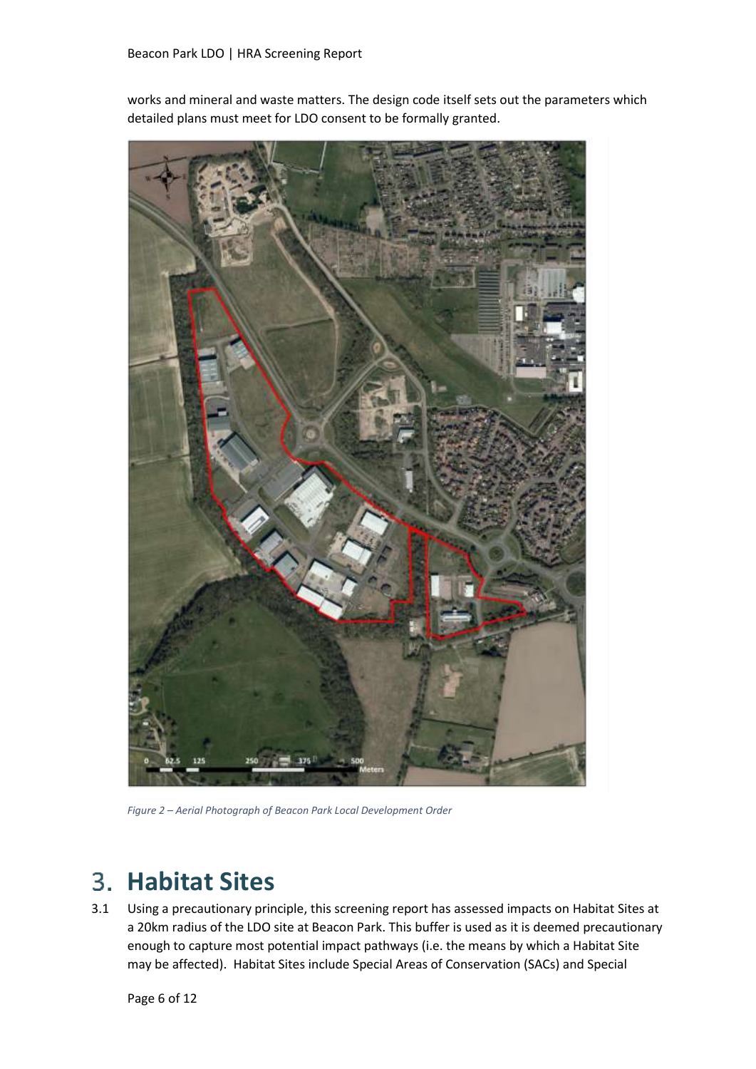works and mineral and waste matters. The design code itself sets out the parameters which detailed plans must meet for LDO consent to be formally granted.

0 62.5 125 250 375 500
Meters

*Figure 2 – Aerial Photograph of Beacon Park Local Development Order*

# 3. Habitat Sites

3.1 Using a precautionary principle, this screening report has assessed impacts on Habitat Sites at a 20km radius of the LDO site at Beacon Park. This buffer is used as it is deemed precautionary enough to capture most potential impact pathways (i.e. the means by which a Habitat Site may be affected). Habitat Sites include Special Areas of Conservation (SACs) and Special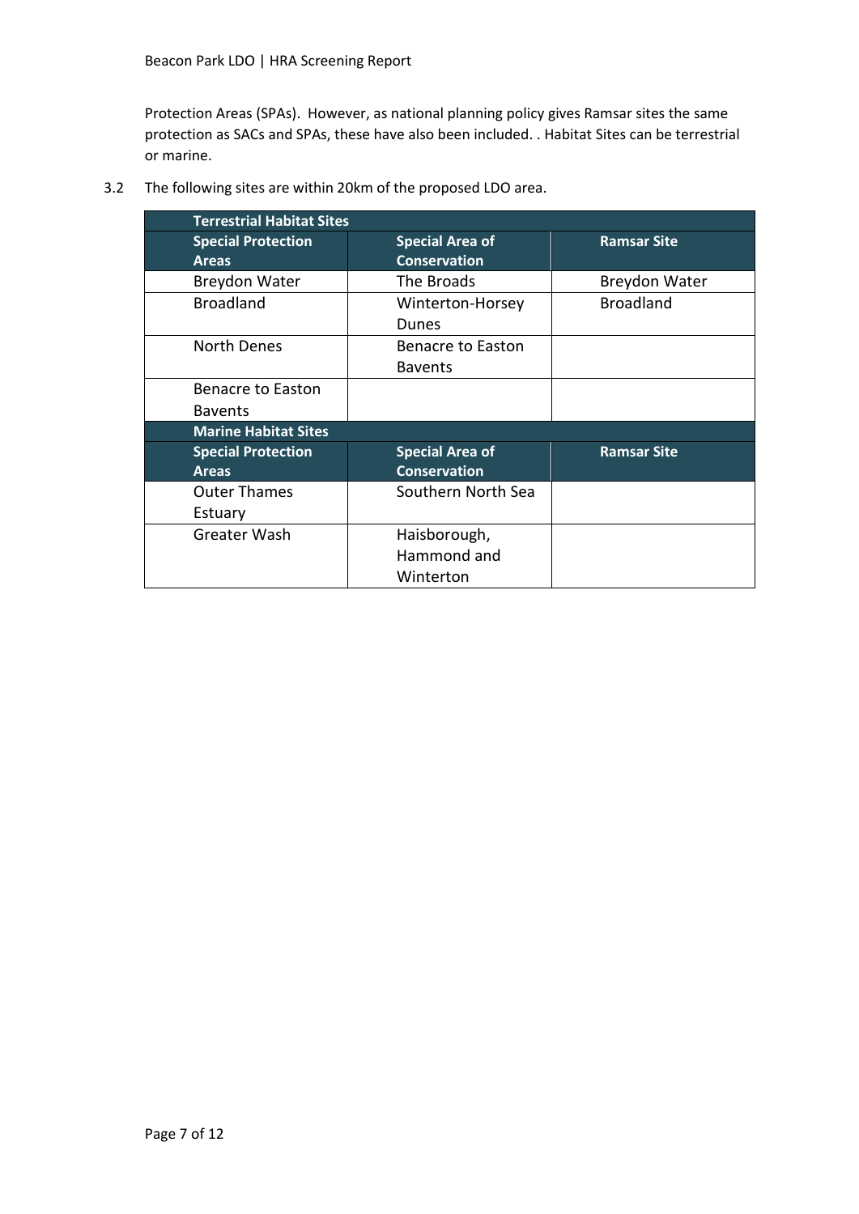Protection Areas (SPAs). However, as national planning policy gives Ramsar sites the same protection as SACs and SPAs, these have also been included. . Habitat Sites can be terrestrial or marine.

3.2 The following sites are within 20km of the proposed LDO area.

| Terrestrial Habitat Sites | | |
|---|---|---|
| **Special Protection Areas** | **Special Area of Conservation** | **Ramsar Site** |
| Breydon Water | The Broads | Breydon Water |
| Broadland | Winterton-Horsey Dunes | Broadland |
| North Denes | Benacre to Easton Bavents | |
| Benacre to Easton Bavents | | |
| **Marine Habitat Sites** | | |
| **Special Protection Areas** | **Special Area of Conservation** | **Ramsar Site** |
| Outer Thames Estuary | Southern North Sea | |
| Greater Wash | Haisborough, Hammond and Winterton | |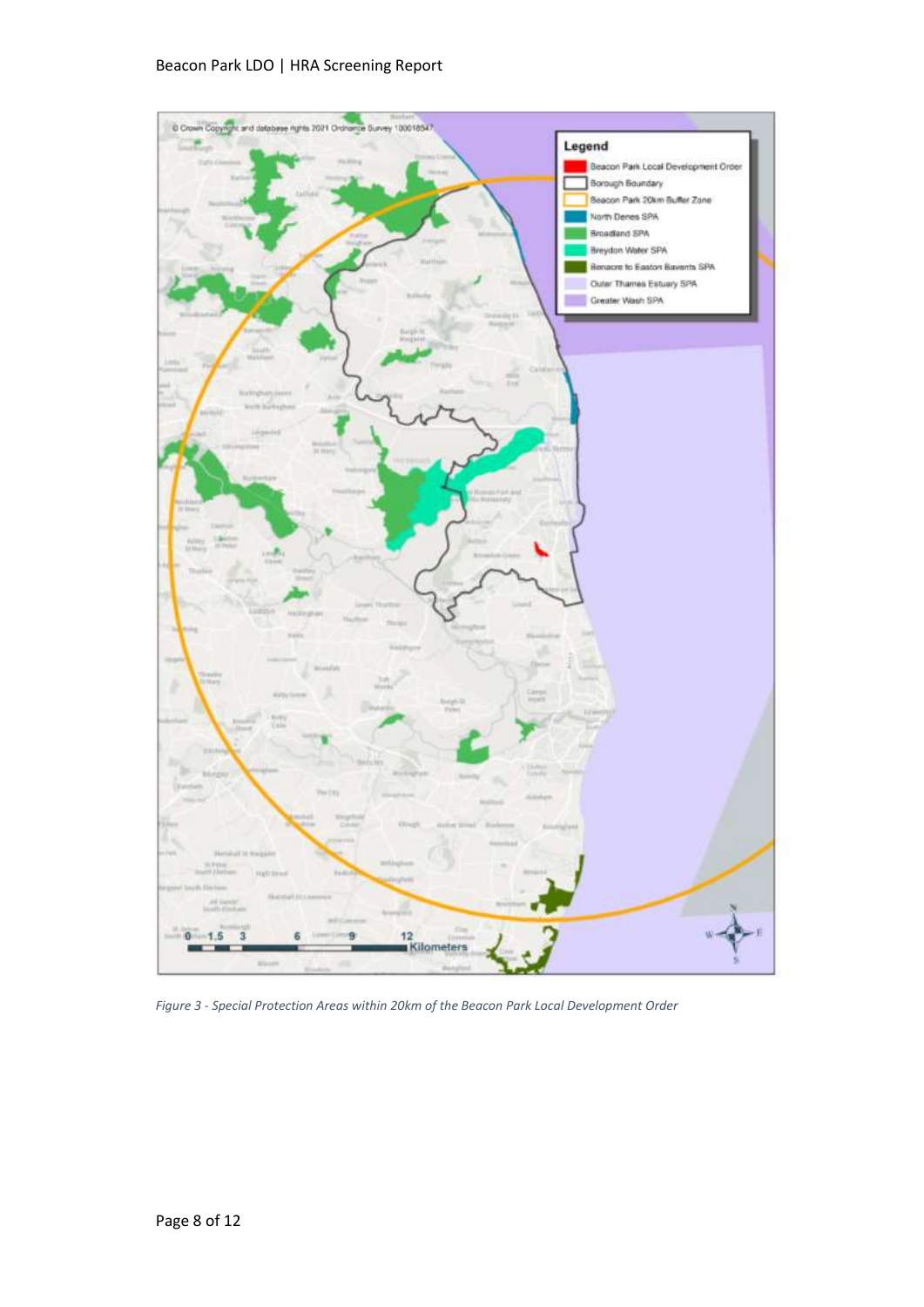*Figure 3 - Special Protection Areas within 20km of the Beacon Park Local Development Order*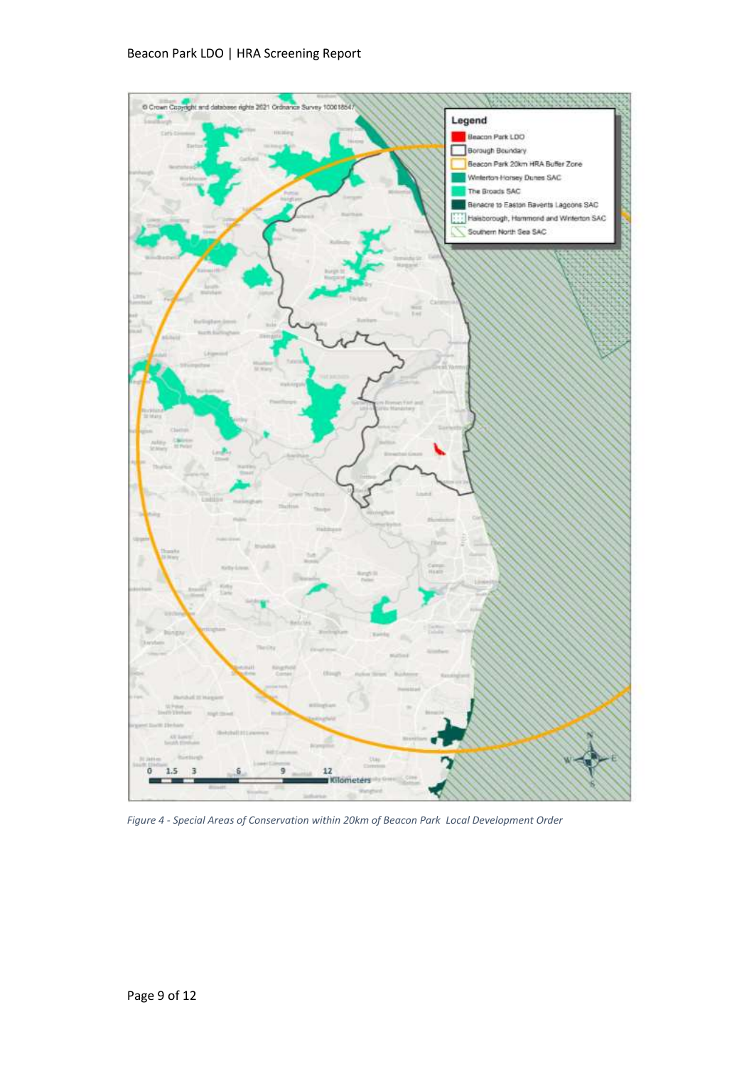© Crown Copyright and database rights 2021 Ordnance Survey 100018547

Legend

Beacon Park LDO

Borough Boundary

Beacon Park 20km HRA Buffer Zone

Winterton-Horsey Dunes SAC

The Broads SAC

Benacre to Easton Bavents Lagoons SAC

Haisborough, Hammond and Winterton SAC

Southern North Sea SAC

0 1.5 3 6 9 12

Kilometers

*Figure 4 - Special Areas of Conservation within 20km of Beacon Park Local Development Order*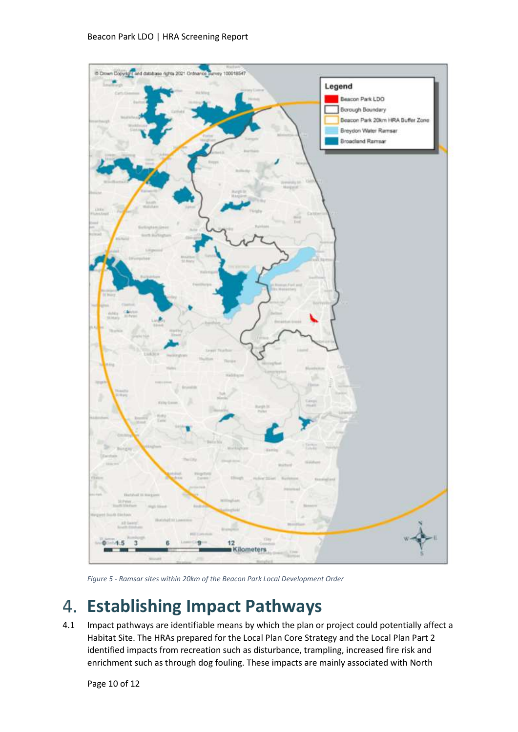*Figure 5 - Ramsar sites within 20km of the Beacon Park Local Development Order*

# 4. Establishing Impact Pathways

4.1 Impact pathways are identifiable means by which the plan or project could potentially affect a Habitat Site. The HRAs prepared for the Local Plan Core Strategy and the Local Plan Part 2 identified impacts from recreation such as disturbance, trampling, increased fire risk and enrichment such as through dog fouling. These impacts are mainly associated with North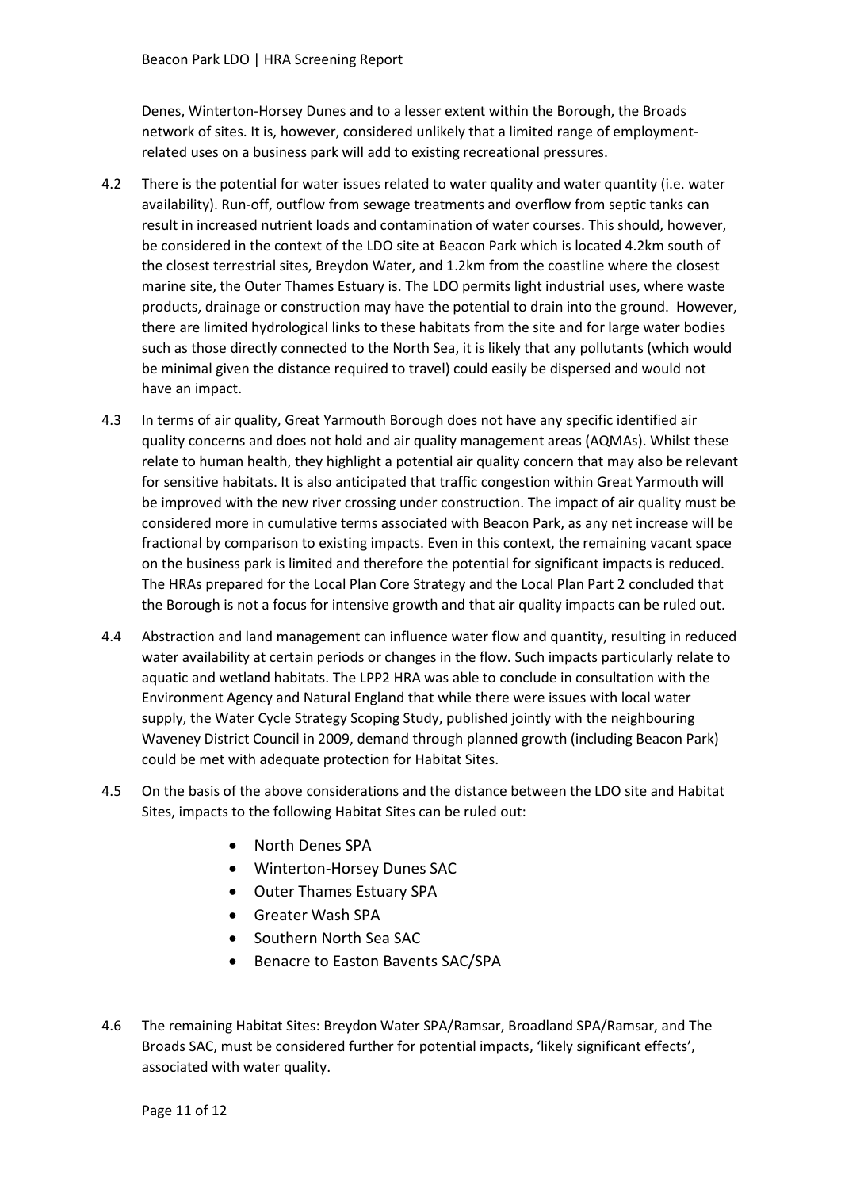Denes, Winterton-Horsey Dunes and to a lesser extent within the Borough, the Broads network of sites. It is, however, considered unlikely that a limited range of employment-related uses on a business park will add to existing recreational pressures.

4.2 There is the potential for water issues related to water quality and water quantity (i.e. water availability). Run-off, outflow from sewage treatments and overflow from septic tanks can result in increased nutrient loads and contamination of water courses. This should, however, be considered in the context of the LDO site at Beacon Park which is located 4.2km south of the closest terrestrial sites, Breydon Water, and 1.2km from the coastline where the closest marine site, the Outer Thames Estuary is. The LDO permits light industrial uses, where waste products, drainage or construction may have the potential to drain into the ground. However, there are limited hydrological links to these habitats from the site and for large water bodies such as those directly connected to the North Sea, it is likely that any pollutants (which would be minimal given the distance required to travel) could easily be dispersed and would not have an impact.

4.3 In terms of air quality, Great Yarmouth Borough does not have any specific identified air quality concerns and does not hold and air quality management areas (AQMAs). Whilst these relate to human health, they highlight a potential air quality concern that may also be relevant for sensitive habitats. It is also anticipated that traffic congestion within Great Yarmouth will be improved with the new river crossing under construction. The impact of air quality must be considered more in cumulative terms associated with Beacon Park, as any net increase will be fractional by comparison to existing impacts. Even in this context, the remaining vacant space on the business park is limited and therefore the potential for significant impacts is reduced. The HRAs prepared for the Local Plan Core Strategy and the Local Plan Part 2 concluded that the Borough is not a focus for intensive growth and that air quality impacts can be ruled out.

4.4 Abstraction and land management can influence water flow and quantity, resulting in reduced water availability at certain periods or changes in the flow. Such impacts particularly relate to aquatic and wetland habitats. The LPP2 HRA was able to conclude in consultation with the Environment Agency and Natural England that while there were issues with local water supply, the Water Cycle Strategy Scoping Study, published jointly with the neighbouring Waveney District Council in 2009, demand through planned growth (including Beacon Park) could be met with adequate protection for Habitat Sites.

4.5 On the basis of the above considerations and the distance between the LDO site and Habitat Sites, impacts to the following Habitat Sites can be ruled out:

- North Denes SPA
- Winterton-Horsey Dunes SAC
- Outer Thames Estuary SPA
- Greater Wash SPA
- Southern North Sea SAC
- Benacre to Easton Bavents SAC/SPA

4.6 The remaining Habitat Sites: Breydon Water SPA/Ramsar, Broadland SPA/Ramsar, and The Broads SAC, must be considered further for potential impacts, 'likely significant effects', associated with water quality.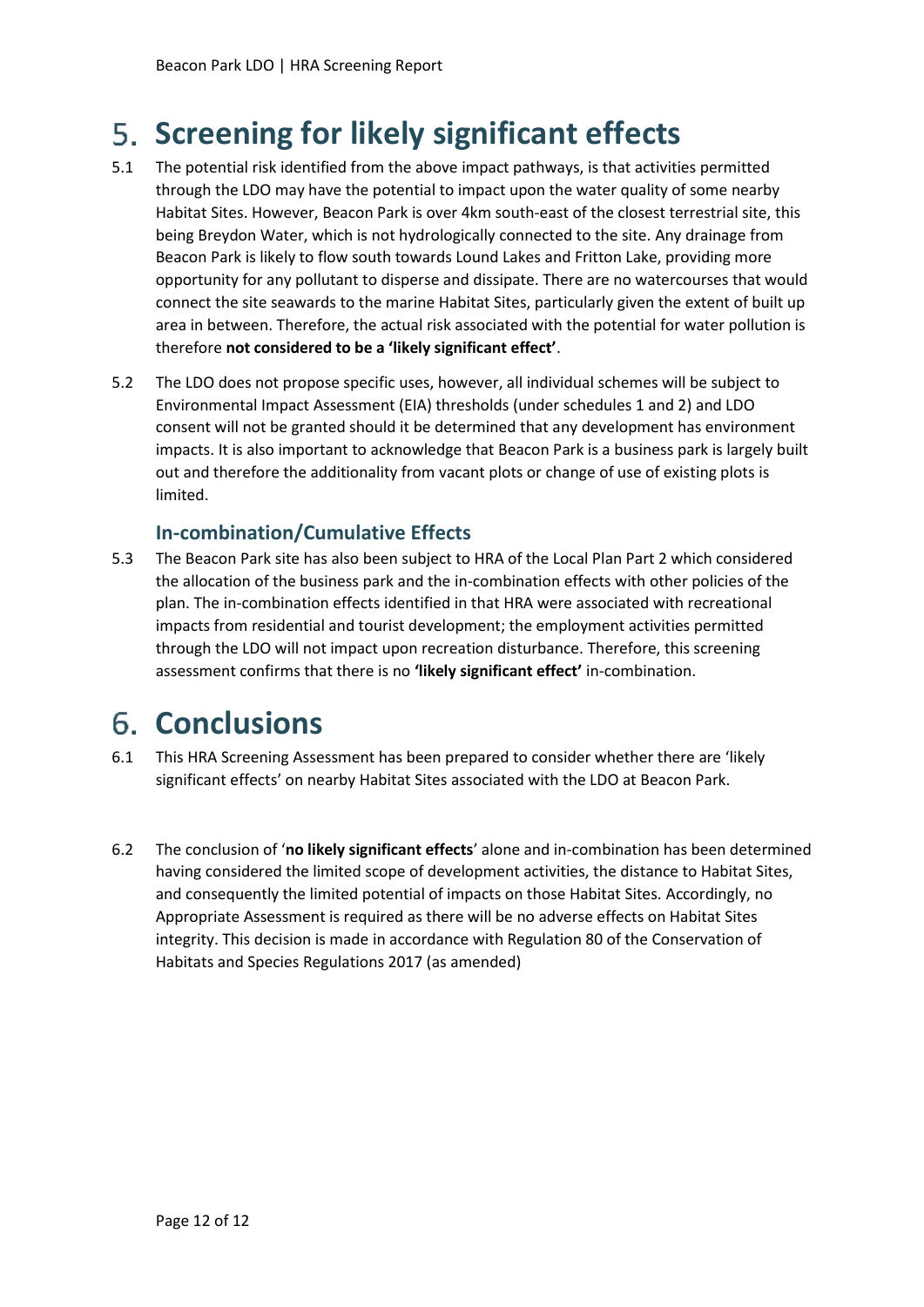# 5. Screening for likely significant effects

5.1 The potential risk identified from the above impact pathways, is that activities permitted through the LDO may have the potential to impact upon the water quality of some nearby Habitat Sites. However, Beacon Park is over 4km south-east of the closest terrestrial site, this being Breydon Water, which is not hydrologically connected to the site. Any drainage from Beacon Park is likely to flow south towards Lound Lakes and Fritton Lake, providing more opportunity for any pollutant to disperse and dissipate. There are no watercourses that would connect the site seawards to the marine Habitat Sites, particularly given the extent of built up area in between. Therefore, the actual risk associated with the potential for water pollution is therefore **not considered to be a 'likely significant effect'**.

5.2 The LDO does not propose specific uses, however, all individual schemes will be subject to Environmental Impact Assessment (EIA) thresholds (under schedules 1 and 2) and LDO consent will not be granted should it be determined that any development has environment impacts. It is also important to acknowledge that Beacon Park is a business park is largely built out and therefore the additionality from vacant plots or change of use of existing plots is limited.

## In-combination/Cumulative Effects

5.3 The Beacon Park site has also been subject to HRA of the Local Plan Part 2 which considered the allocation of the business park and the in-combination effects with other policies of the plan. The in-combination effects identified in that HRA were associated with recreational impacts from residential and tourist development; the employment activities permitted through the LDO will not impact upon recreation disturbance. Therefore, this screening assessment confirms that there is no **'likely significant effect'** in-combination.

# 6. Conclusions

6.1 This HRA Screening Assessment has been prepared to consider whether there are 'likely significant effects' on nearby Habitat Sites associated with the LDO at Beacon Park.

6.2 The conclusion of '**no likely significant effects**' alone and in-combination has been determined having considered the limited scope of development activities, the distance to Habitat Sites, and consequently the limited potential of impacts on those Habitat Sites. Accordingly, no Appropriate Assessment is required as there will be no adverse effects on Habitat Sites integrity. This decision is made in accordance with Regulation 80 of the Conservation of Habitats and Species Regulations 2017 (as amended)